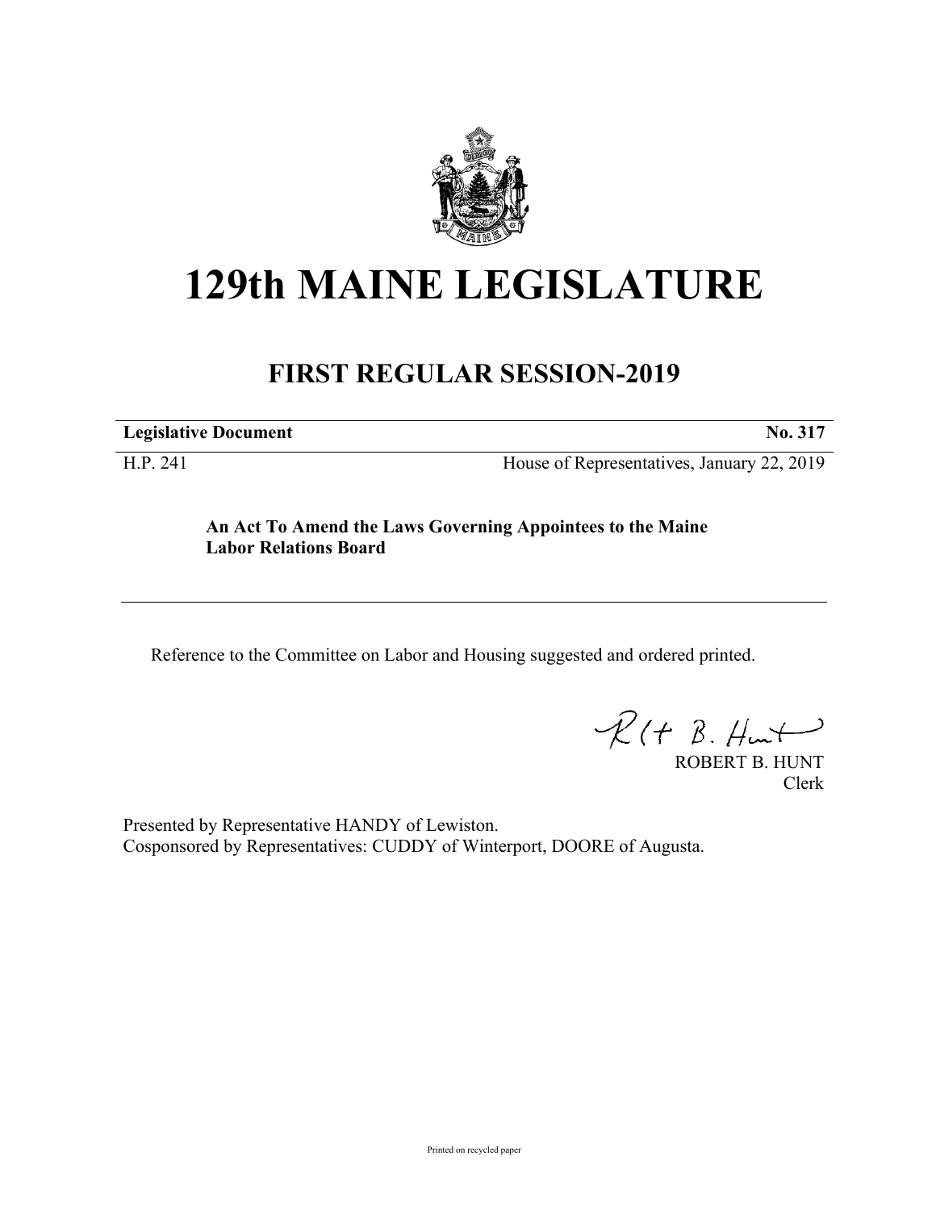# 129th MAINE LEGISLATURE

## FIRST REGULAR SESSION-2019

**Legislative Document** **No. 317**

H.P. 241 House of Representatives, January 22, 2019

**An Act To Amend the Laws Governing Appointees to the Maine Labor Relations Board**

---

Reference to the Committee on Labor and Housing suggested and ordered printed.

ROBERT B. HUNT
Clerk

Presented by Representative HANDY of Lewiston.
Cosponsored by Representatives: CUDDY of Winterport, DOORE of Augusta.

Printed on recycled paper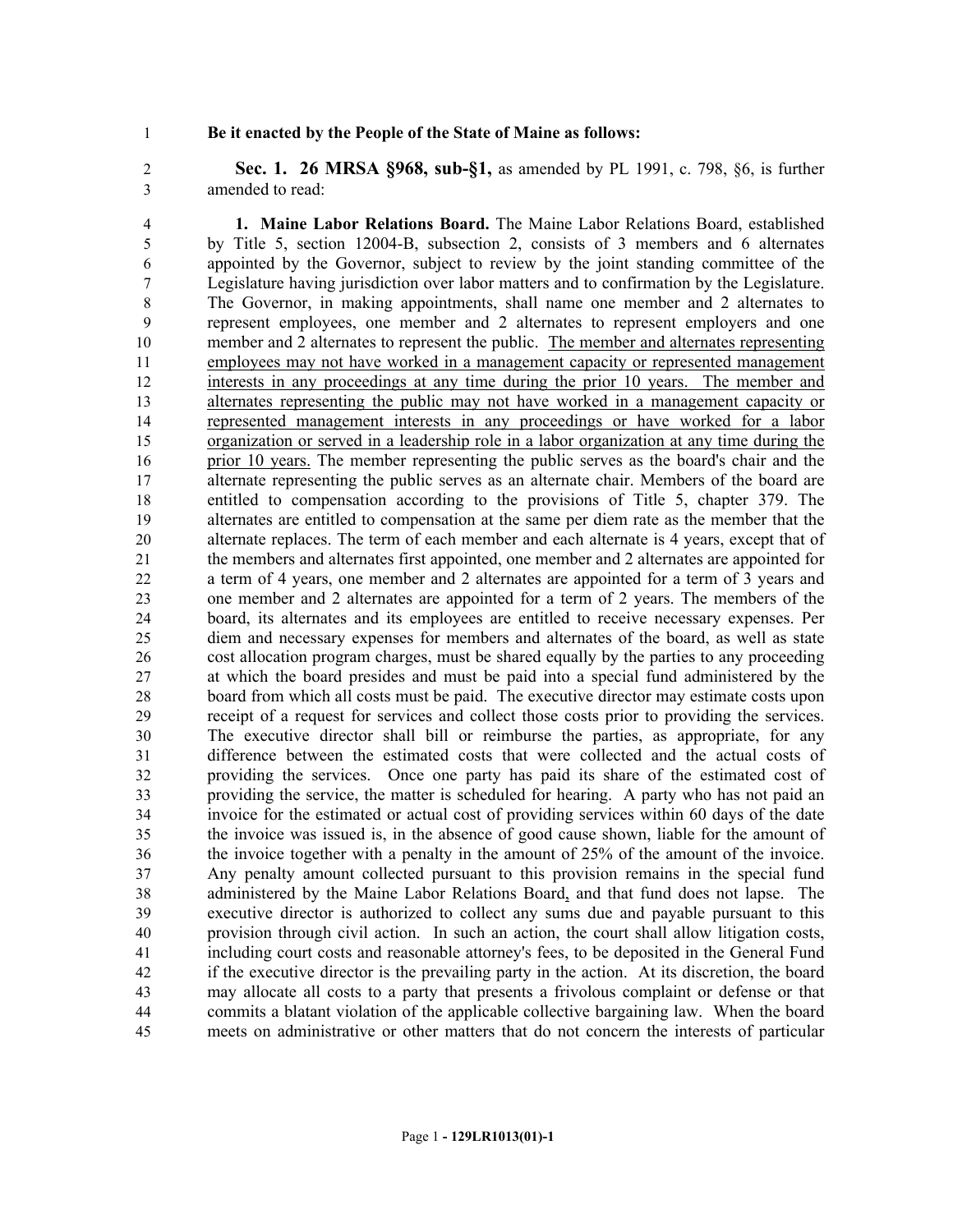**Be it enacted by the People of the State of Maine as follows:**

**Sec. 1. 26 MRSA §968, sub-§1,** as amended by PL 1991, c. 798, §6, is further amended to read:

**1. Maine Labor Relations Board.** The Maine Labor Relations Board, established by Title 5, section 12004-B, subsection 2, consists of 3 members and 6 alternates appointed by the Governor, subject to review by the joint standing committee of the Legislature having jurisdiction over labor matters and to confirmation by the Legislature. The Governor, in making appointments, shall name one member and 2 alternates to represent employees, one member and 2 alternates to represent employers and one member and 2 alternates to represent the public. The member and alternates representing employees may not have worked in a management capacity or represented management interests in any proceedings at any time during the prior 10 years. The member and alternates representing the public may not have worked in a management capacity or represented management interests in any proceedings or have worked for a labor organization or served in a leadership role in a labor organization at any time during the prior 10 years. The member representing the public serves as the board's chair and the alternate representing the public serves as an alternate chair. Members of the board are entitled to compensation according to the provisions of Title 5, chapter 379. The alternates are entitled to compensation at the same per diem rate as the member that the alternate replaces. The term of each member and each alternate is 4 years, except that of the members and alternates first appointed, one member and 2 alternates are appointed for a term of 4 years, one member and 2 alternates are appointed for a term of 3 years and one member and 2 alternates are appointed for a term of 2 years. The members of the board, its alternates and its employees are entitled to receive necessary expenses. Per diem and necessary expenses for members and alternates of the board, as well as state cost allocation program charges, must be shared equally by the parties to any proceeding at which the board presides and must be paid into a special fund administered by the board from which all costs must be paid. The executive director may estimate costs upon receipt of a request for services and collect those costs prior to providing the services. The executive director shall bill or reimburse the parties, as appropriate, for any difference between the estimated costs that were collected and the actual costs of providing the services. Once one party has paid its share of the estimated cost of providing the service, the matter is scheduled for hearing. A party who has not paid an invoice for the estimated or actual cost of providing services within 60 days of the date the invoice was issued is, in the absence of good cause shown, liable for the amount of the invoice together with a penalty in the amount of 25% of the amount of the invoice. Any penalty amount collected pursuant to this provision remains in the special fund administered by the Maine Labor Relations Board, and that fund does not lapse. The executive director is authorized to collect any sums due and payable pursuant to this provision through civil action. In such an action, the court shall allow litigation costs, including court costs and reasonable attorney's fees, to be deposited in the General Fund if the executive director is the prevailing party in the action. At its discretion, the board may allocate all costs to a party that presents a frivolous complaint or defense or that commits a blatant violation of the applicable collective bargaining law. When the board meets on administrative or other matters that do not concern the interests of particular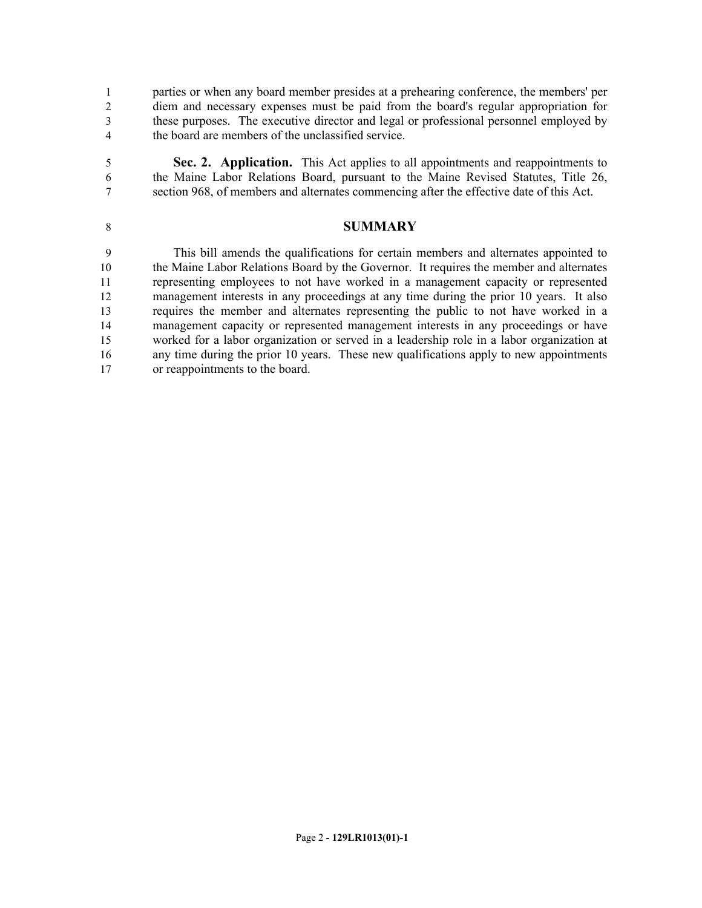parties or when any board member presides at a prehearing conference, the members' per diem and necessary expenses must be paid from the board's regular appropriation for these purposes. The executive director and legal or professional personnel employed by the board are members of the unclassified service.

**Sec. 2. Application.** This Act applies to all appointments and reappointments to the Maine Labor Relations Board, pursuant to the Maine Revised Statutes, Title 26, section 968, of members and alternates commencing after the effective date of this Act.

## SUMMARY

This bill amends the qualifications for certain members and alternates appointed to the Maine Labor Relations Board by the Governor. It requires the member and alternates representing employees to not have worked in a management capacity or represented management interests in any proceedings at any time during the prior 10 years. It also requires the member and alternates representing the public to not have worked in a management capacity or represented management interests in any proceedings or have worked for a labor organization or served in a leadership role in a labor organization at any time during the prior 10 years. These new qualifications apply to new appointments or reappointments to the board.